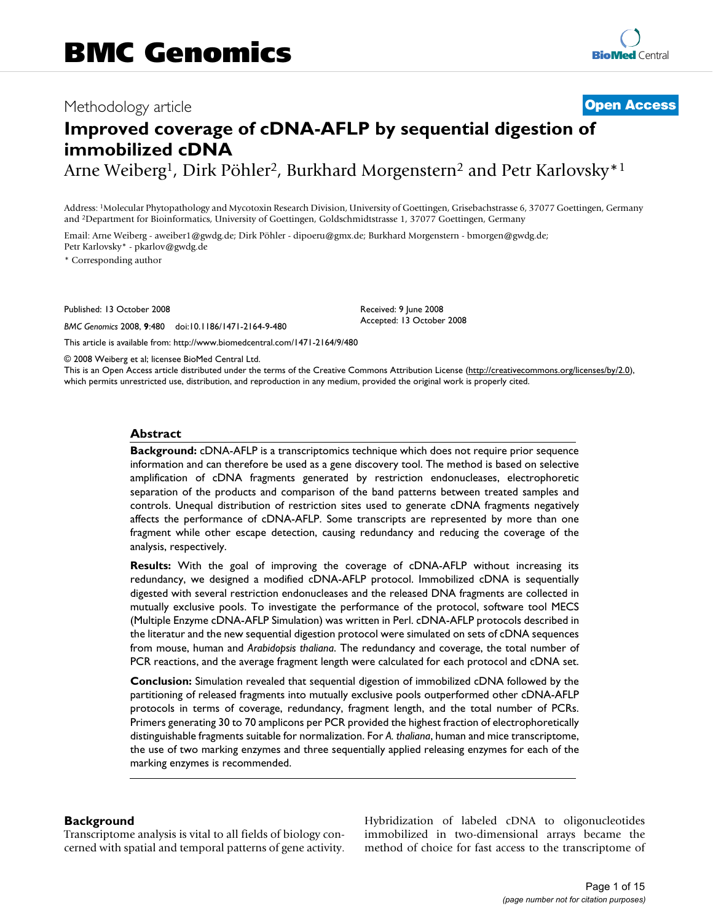BMC Genomics

Methodology article

**Open Access**

# Improved coverage of cDNA-AFLP by sequential digestion of immobilized cDNA

Arne Weiberg[1], Dirk Pöhler[2], Burkhard Morgenstern[2] and Petr Karlovsky*[1]

Address: [1]Molecular Phytopathology and Mycotoxin Research Division, University of Goettingen, Grisebachstrasse 6, 37077 Goettingen, Germany and [2]Department for Bioinformatics, University of Goettingen, Goldschmidtstrasse 1, 37077 Goettingen, Germany

Email: Arne Weiberg - aweiber1@gwdg.de; Dirk Pöhler - dipoeru@gmx.de; Burkhard Morgenstern - bmorgen@gwdg.de; Petr Karlovsky* - pkarlov@gwdg.de

\* Corresponding author

Published: 13 October 2008

*BMC Genomics* 2008, **9**:480 doi:10.1186/1471-2164-9-480

Received: 9 June 2008
Accepted: 13 October 2008

This article is available from: http://www.biomedcentral.com/1471-2164/9/480

© 2008 Weiberg et al; licensee BioMed Central Ltd.
This is an Open Access article distributed under the terms of the Creative Commons Attribution License (http://creativecommons.org/licenses/by/2.0), which permits unrestricted use, distribution, and reproduction in any medium, provided the original work is properly cited.

## Abstract

**Background:** cDNA-AFLP is a transcriptomics technique which does not require prior sequence information and can therefore be used as a gene discovery tool. The method is based on selective amplification of cDNA fragments generated by restriction endonucleases, electrophoretic separation of the products and comparison of the band patterns between treated samples and controls. Unequal distribution of restriction sites used to generate cDNA fragments negatively affects the performance of cDNA-AFLP. Some transcripts are represented by more than one fragment while other escape detection, causing redundancy and reducing the coverage of the analysis, respectively.

**Results:** With the goal of improving the coverage of cDNA-AFLP without increasing its redundancy, we designed a modified cDNA-AFLP protocol. Immobilized cDNA is sequentially digested with several restriction endonucleases and the released DNA fragments are collected in mutually exclusive pools. To investigate the performance of the protocol, software tool MECS (Multiple Enzyme cDNA-AFLP Simulation) was written in Perl. cDNA-AFLP protocols described in the literatur and the new sequential digestion protocol were simulated on sets of cDNA sequences from mouse, human and *Arabidopsis thaliana*. The redundancy and coverage, the total number of PCR reactions, and the average fragment length were calculated for each protocol and cDNA set.

**Conclusion:** Simulation revealed that sequential digestion of immobilized cDNA followed by the partitioning of released fragments into mutually exclusive pools outperformed other cDNA-AFLP protocols in terms of coverage, redundancy, fragment length, and the total number of PCRs. Primers generating 30 to 70 amplicons per PCR provided the highest fraction of electrophoretically distinguishable fragments suitable for normalization. For *A. thaliana*, human and mice transcriptome, the use of two marking enzymes and three sequentially applied releasing enzymes for each of the marking enzymes is recommended.

## Background

Transcriptome analysis is vital to all fields of biology concerned with spatial and temporal patterns of gene activity. Hybridization of labeled cDNA to oligonucleotides immobilized in two-dimensional arrays became the method of choice for fast access to the transcriptome of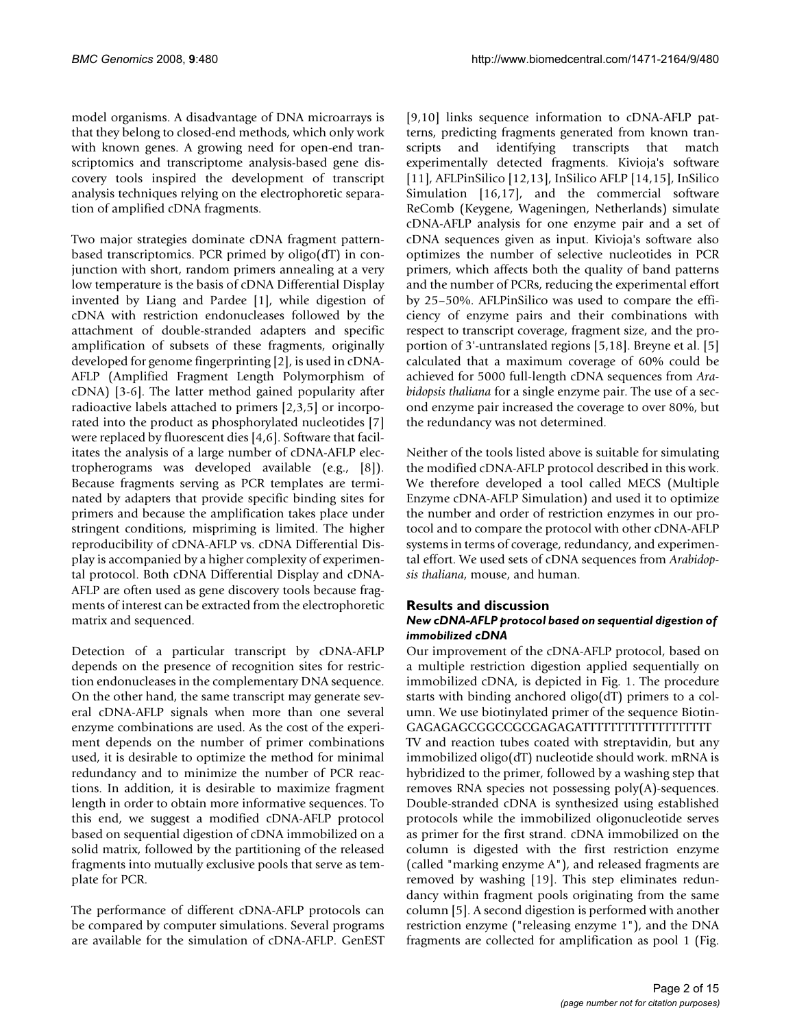model organisms. A disadvantage of DNA microarrays is that they belong to closed-end methods, which only work with known genes. A growing need for open-end transcriptomics and transcriptome analysis-based gene discovery tools inspired the development of transcript analysis techniques relying on the electrophoretic separation of amplified cDNA fragments.

Two major strategies dominate cDNA fragment pattern-based transcriptomics. PCR primed by oligo(dT) in conjunction with short, random primers annealing at a very low temperature is the basis of cDNA Differential Display invented by Liang and Pardee [1], while digestion of cDNA with restriction endonucleases followed by the attachment of double-stranded adapters and specific amplification of subsets of these fragments, originally developed for genome fingerprinting [2], is used in cDNA-AFLP (Amplified Fragment Length Polymorphism of cDNA) [3-6]. The latter method gained popularity after radioactive labels attached to primers [2,3,5] or incorporated into the product as phosphorylated nucleotides [7] were replaced by fluorescent dies [4,6]. Software that facilitates the analysis of a large number of cDNA-AFLP electropherograms was developed available (e.g., [8]). Because fragments serving as PCR templates are terminated by adapters that provide specific binding sites for primers and because the amplification takes place under stringent conditions, mispriming is limited. The higher reproducibility of cDNA-AFLP vs. cDNA Differential Display is accompanied by a higher complexity of experimental protocol. Both cDNA Differential Display and cDNA-AFLP are often used as gene discovery tools because fragments of interest can be extracted from the electrophoretic matrix and sequenced.

Detection of a particular transcript by cDNA-AFLP depends on the presence of recognition sites for restriction endonucleases in the complementary DNA sequence. On the other hand, the same transcript may generate several cDNA-AFLP signals when more than one several enzyme combinations are used. As the cost of the experiment depends on the number of primer combinations used, it is desirable to optimize the method for minimal redundancy and to minimize the number of PCR reactions. In addition, it is desirable to maximize fragment length in order to obtain more informative sequences. To this end, we suggest a modified cDNA-AFLP protocol based on sequential digestion of cDNA immobilized on a solid matrix, followed by the partitioning of the released fragments into mutually exclusive pools that serve as template for PCR.

The performance of different cDNA-AFLP protocols can be compared by computer simulations. Several programs are available for the simulation of cDNA-AFLP. GenEST [9,10] links sequence information to cDNA-AFLP patterns, predicting fragments generated from known transcripts and identifying transcripts that match experimentally detected fragments. Kivioja's software [11], AFLPinSilico [12,13], InSilico AFLP [14,15], InSilico Simulation [16,17], and the commercial software ReComb (Keygene, Wageningen, Netherlands) simulate cDNA-AFLP analysis for one enzyme pair and a set of cDNA sequences given as input. Kivioja's software also optimizes the number of selective nucleotides in PCR primers, which affects both the quality of band patterns and the number of PCRs, reducing the experimental effort by 25–50%. AFLPinSilico was used to compare the efficiency of enzyme pairs and their combinations with respect to transcript coverage, fragment size, and the proportion of 3'-untranslated regions [5,18]. Breyne et al. [5] calculated that a maximum coverage of 60% could be achieved for 5000 full-length cDNA sequences from *Arabidopsis thaliana* for a single enzyme pair. The use of a second enzyme pair increased the coverage to over 80%, but the redundancy was not determined.

Neither of the tools listed above is suitable for simulating the modified cDNA-AFLP protocol described in this work. We therefore developed a tool called MECS (Multiple Enzyme cDNA-AFLP Simulation) and used it to optimize the number and order of restriction enzymes in our protocol and to compare the protocol with other cDNA-AFLP systems in terms of coverage, redundancy, and experimental effort. We used sets of cDNA sequences from *Arabidopsis thaliana*, mouse, and human.

## Results and discussion

### New cDNA-AFLP protocol based on sequential digestion of immobilized cDNA

Our improvement of the cDNA-AFLP protocol, based on a multiple restriction digestion applied sequentially on immobilized cDNA, is depicted in Fig. 1. The procedure starts with binding anchored oligo(dT) primers to a column. We use biotinylated primer of the sequence Biotin-GAGAGAGCGGCCGCGAGAGATTTTTTTTTTTTTTTTTT TV and reaction tubes coated with streptavidin, but any immobilized oligo(dT) nucleotide should work. mRNA is hybridized to the primer, followed by a washing step that removes RNA species not possessing poly(A)-sequences. Double-stranded cDNA is synthesized using established protocols while the immobilized oligonucleotide serves as primer for the first strand. cDNA immobilized on the column is digested with the first restriction enzyme (called "marking enzyme A"), and released fragments are removed by washing [19]. This step eliminates redundancy within fragment pools originating from the same column [5]. A second digestion is performed with another restriction enzyme ("releasing enzyme 1"), and the DNA fragments are collected for amplification as pool 1 (Fig.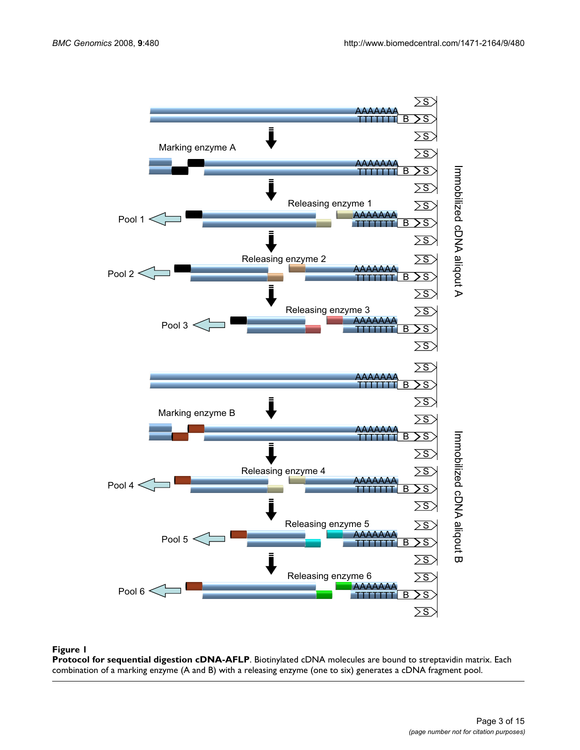**Figure 1**

**Protocol for sequential digestion cDNA-AFLP**. Biotinylated cDNA molecules are bound to streptavidin matrix. Each combination of a marking enzyme (A and B) with a releasing enzyme (one to six) generates a cDNA fragment pool.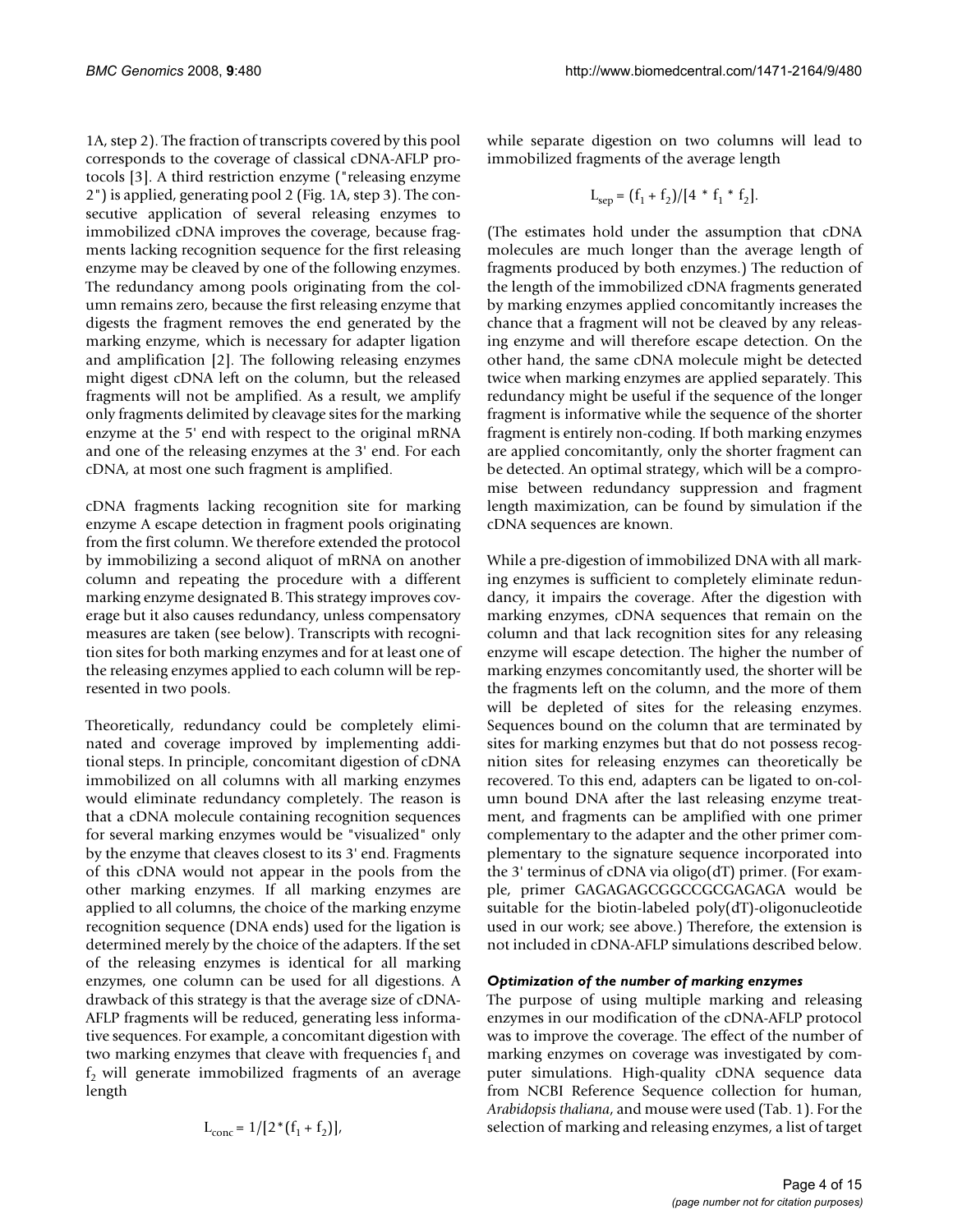1A, step 2). The fraction of transcripts covered by this pool corresponds to the coverage of classical cDNA-AFLP protocols [3]. A third restriction enzyme ("releasing enzyme 2") is applied, generating pool 2 (Fig. 1A, step 3). The consecutive application of several releasing enzymes to immobilized cDNA improves the coverage, because fragments lacking recognition sequence for the first releasing enzyme may be cleaved by one of the following enzymes. The redundancy among pools originating from the column remains zero, because the first releasing enzyme that digests the fragment removes the end generated by the marking enzyme, which is necessary for adapter ligation and amplification [2]. The following releasing enzymes might digest cDNA left on the column, but the released fragments will not be amplified. As a result, we amplify only fragments delimited by cleavage sites for the marking enzyme at the 5' end with respect to the original mRNA and one of the releasing enzymes at the 3' end. For each cDNA, at most one such fragment is amplified.

cDNA fragments lacking recognition site for marking enzyme A escape detection in fragment pools originating from the first column. We therefore extended the protocol by immobilizing a second aliquot of mRNA on another column and repeating the procedure with a different marking enzyme designated B. This strategy improves coverage but it also causes redundancy, unless compensatory measures are taken (see below). Transcripts with recognition sites for both marking enzymes and for at least one of the releasing enzymes applied to each column will be represented in two pools.

Theoretically, redundancy could be completely eliminated and coverage improved by implementing additional steps. In principle, concomitant digestion of cDNA immobilized on all columns with all marking enzymes would eliminate redundancy completely. The reason is that a cDNA molecule containing recognition sequences for several marking enzymes would be "visualized" only by the enzyme that cleaves closest to its 3' end. Fragments of this cDNA would not appear in the pools from the other marking enzymes. If all marking enzymes are applied to all columns, the choice of the marking enzyme recognition sequence (DNA ends) used for the ligation is determined merely by the choice of the adapters. If the set of the releasing enzymes is identical for all marking enzymes, one column can be used for all digestions. A drawback of this strategy is that the average size of cDNA-AFLP fragments will be reduced, generating less informative sequences. For example, a concomitant digestion with two marking enzymes that cleave with frequencies $f_1$ and $f_2$ will generate immobilized fragments of an average length

$$L_{conc} = 1/[2*(f_1 + f_2)],$$

while separate digestion on two columns will lead to immobilized fragments of the average length

$$L_{sep} = (f_1 + f_2)/[4 * f_1 * f_2].$$

(The estimates hold under the assumption that cDNA molecules are much longer than the average length of fragments produced by both enzymes.) The reduction of the length of the immobilized cDNA fragments generated by marking enzymes applied concomitantly increases the chance that a fragment will not be cleaved by any releasing enzyme and will therefore escape detection. On the other hand, the same cDNA molecule might be detected twice when marking enzymes are applied separately. This redundancy might be useful if the sequence of the longer fragment is informative while the sequence of the shorter fragment is entirely non-coding. If both marking enzymes are applied concomitantly, only the shorter fragment can be detected. An optimal strategy, which will be a compromise between redundancy suppression and fragment length maximization, can be found by simulation if the cDNA sequences are known.

While a pre-digestion of immobilized DNA with all marking enzymes is sufficient to completely eliminate redundancy, it impairs the coverage. After the digestion with marking enzymes, cDNA sequences that remain on the column and that lack recognition sites for any releasing enzyme will escape detection. The higher the number of marking enzymes concomitantly used, the shorter will be the fragments left on the column, and the more of them will be depleted of sites for the releasing enzymes. Sequences bound on the column that are terminated by sites for marking enzymes but that do not possess recognition sites for releasing enzymes can theoretically be recovered. To this end, adapters can be ligated to on-column bound DNA after the last releasing enzyme treatment, and fragments can be amplified with one primer complementary to the adapter and the other primer complementary to the signature sequence incorporated into the 3' terminus of cDNA via oligo(dT) primer. (For example, primer GAGAGAGCGGCCGCGAGAGA would be suitable for the biotin-labeled poly(dT)-oligonucleotide used in our work; see above.) Therefore, the extension is not included in cDNA-AFLP simulations described below.

### *Optimization of the number of marking enzymes*

The purpose of using multiple marking and releasing enzymes in our modification of the cDNA-AFLP protocol was to improve the coverage. The effect of the number of marking enzymes on coverage was investigated by computer simulations. High-quality cDNA sequence data from NCBI Reference Sequence collection for human, *Arabidopsis thaliana*, and mouse were used (Tab. 1). For the selection of marking and releasing enzymes, a list of target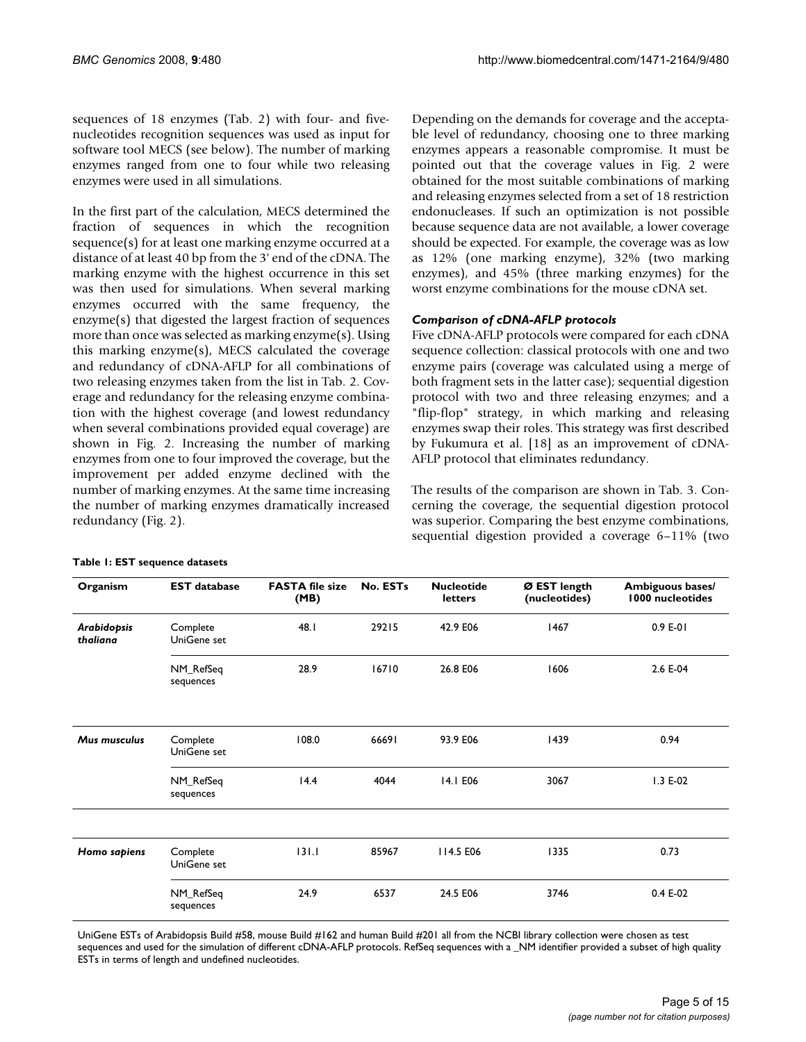sequences of 18 enzymes (Tab. 2) with four- and five-nucleotides recognition sequences was used as input for software tool MECS (see below). The number of marking enzymes ranged from one to four while two releasing enzymes were used in all simulations.

In the first part of the calculation, MECS determined the fraction of sequences in which the recognition sequence(s) for at least one marking enzyme occurred at a distance of at least 40 bp from the 3' end of the cDNA. The marking enzyme with the highest occurrence in this set was then used for simulations. When several marking enzymes occurred with the same frequency, the enzyme(s) that digested the largest fraction of sequences more than once was selected as marking enzyme(s). Using this marking enzyme(s), MECS calculated the coverage and redundancy of cDNA-AFLP for all combinations of two releasing enzymes taken from the list in Tab. 2. Coverage and redundancy for the releasing enzyme combination with the highest coverage (and lowest redundancy when several combinations provided equal coverage) are shown in Fig. 2. Increasing the number of marking enzymes from one to four improved the coverage, but the improvement per added enzyme declined with the number of marking enzymes. At the same time increasing the number of marking enzymes dramatically increased redundancy (Fig. 2).

Depending on the demands for coverage and the acceptable level of redundancy, choosing one to three marking enzymes appears a reasonable compromise. It must be pointed out that the coverage values in Fig. 2 were obtained for the most suitable combinations of marking and releasing enzymes selected from a set of 18 restriction endonucleases. If such an optimization is not possible because sequence data are not available, a lower coverage should be expected. For example, the coverage was as low as 12% (one marking enzyme), 32% (two marking enzymes), and 45% (three marking enzymes) for the worst enzyme combinations for the mouse cDNA set.

### *Comparison of cDNA-AFLP protocols*

Five cDNA-AFLP protocols were compared for each cDNA sequence collection: classical protocols with one and two enzyme pairs (coverage was calculated using a merge of both fragment sets in the latter case); sequential digestion protocol with two and three releasing enzymes; and a "flip-flop" strategy, in which marking and releasing enzymes swap their roles. This strategy was first described by Fukumura et al. [18] as an improvement of cDNA-AFLP protocol that eliminates redundancy.

The results of the comparison are shown in Tab. 3. Concerning the coverage, the sequential digestion protocol was superior. Comparing the best enzyme combinations, sequential digestion provided a coverage 6–11% (two

**Table 1: EST sequence datasets**

| Organism | EST database | FASTA file size (MB) | No. ESTs | Nucleotide letters | Ø EST length (nucleotides) | Ambiguous bases/ 1000 nucleotides |
|---|---|---|---|---|---|---|
| ***Arabidopsis thaliana*** | Complete UniGene set | 48.1 | 29215 | 42.9 E06 | 1467 | 0.9 E-01 |
| | NM_RefSeq sequences | 28.9 | 16710 | 26.8 E06 | 1606 | 2.6 E-04 |
| ***Mus musculus*** | Complete UniGene set | 108.0 | 66691 | 93.9 E06 | 1439 | 0.94 |
| | NM_RefSeq sequences | 14.4 | 4044 | 14.1 E06 | 3067 | 1.3 E-02 |
| ***Homo sapiens*** | Complete UniGene set | 131.1 | 85967 | 114.5 E06 | 1335 | 0.73 |
| | NM_RefSeq sequences | 24.9 | 6537 | 24.5 E06 | 3746 | 0.4 E-02 |

UniGene ESTs of Arabidopsis Build #58, mouse Build #162 and human Build #201 all from the NCBI library collection were chosen as test sequences and used for the simulation of different cDNA-AFLP protocols. RefSeq sequences with a _NM identifier provided a subset of high quality ESTs in terms of length and undefined nucleotides.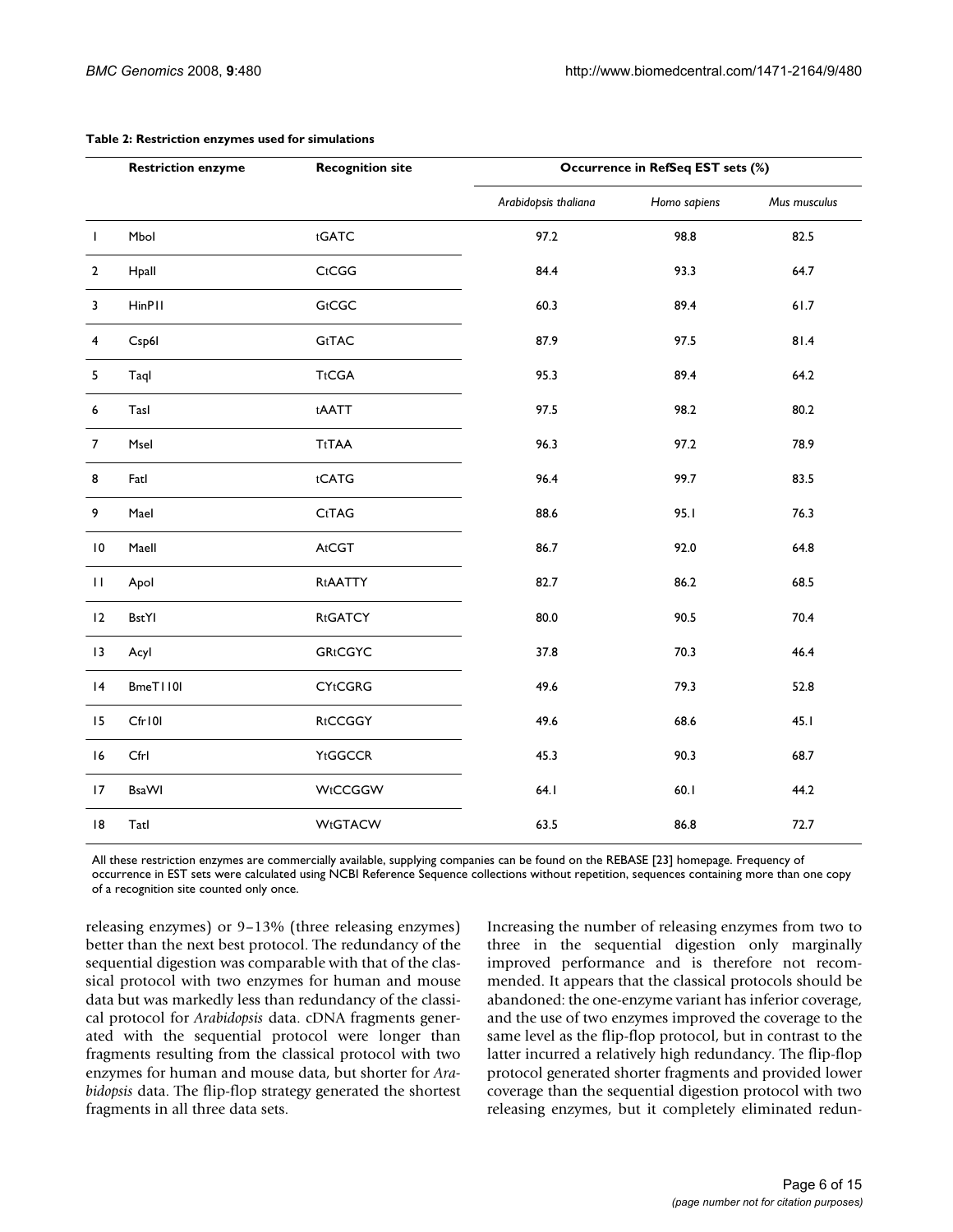**Table 2: Restriction enzymes used for simulations**

| | Restriction enzyme | Recognition site | Occurrence in RefSeq EST sets (%) | | |
|---|---|---|---|---|---|
| | | | *Arabidopsis thaliana* | *Homo sapiens* | *Mus musculus* |
| 1 | MboI | tGATC | 97.2 | 98.8 | 82.5 |
| 2 | HpaII | CtCGG | 84.4 | 93.3 | 64.7 |
| 3 | HinP1I | GtCGC | 60.3 | 89.4 | 61.7 |
| 4 | Csp6I | GtTAC | 87.9 | 97.5 | 81.4 |
| 5 | TaqI | TtCGA | 95.3 | 89.4 | 64.2 |
| 6 | TasI | tAATT | 97.5 | 98.2 | 80.2 |
| 7 | MseI | TtTAA | 96.3 | 97.2 | 78.9 |
| 8 | FatI | tCATG | 96.4 | 99.7 | 83.5 |
| 9 | MaeI | CtTAG | 88.6 | 95.1 | 76.3 |
| 10 | MaeII | AtCGT | 86.7 | 92.0 | 64.8 |
| 11 | ApoI | RtAATTY | 82.7 | 86.2 | 68.5 |
| 12 | BstYI | RtGATCY | 80.0 | 90.5 | 70.4 |
| 13 | AcyI | GRtCGYC | 37.8 | 70.3 | 46.4 |
| 14 | BmeT110I | CYtCGRG | 49.6 | 79.3 | 52.8 |
| 15 | Cfr10I | RtCCGGY | 49.6 | 68.6 | 45.1 |
| 16 | CfrI | YtGGCCR | 45.3 | 90.3 | 68.7 |
| 17 | BsaWI | WtCCGGW | 64.1 | 60.1 | 44.2 |
| 18 | TatI | WtGTACW | 63.5 | 86.8 | 72.7 |

All these restriction enzymes are commercially available, supplying companies can be found on the REBASE [23] homepage. Frequency of occurrence in EST sets were calculated using NCBI Reference Sequence collections without repetition, sequences containing more than one copy of a recognition site counted only once.

releasing enzymes) or 9–13% (three releasing enzymes) better than the next best protocol. The redundancy of the sequential digestion was comparable with that of the classical protocol with two enzymes for human and mouse data but was markedly less than redundancy of the classical protocol for *Arabidopsis* data. cDNA fragments generated with the sequential protocol were longer than fragments resulting from the classical protocol with two enzymes for human and mouse data, but shorter for *Arabidopsis* data. The flip-flop strategy generated the shortest fragments in all three data sets.

Increasing the number of releasing enzymes from two to three in the sequential digestion only marginally improved performance and is therefore not recommended. It appears that the classical protocols should be abandoned: the one-enzyme variant has inferior coverage, and the use of two enzymes improved the coverage to the same level as the flip-flop protocol, but in contrast to the latter incurred a relatively high redundancy. The flip-flop protocol generated shorter fragments and provided lower coverage than the sequential digestion protocol with two releasing enzymes, but it completely eliminated redun-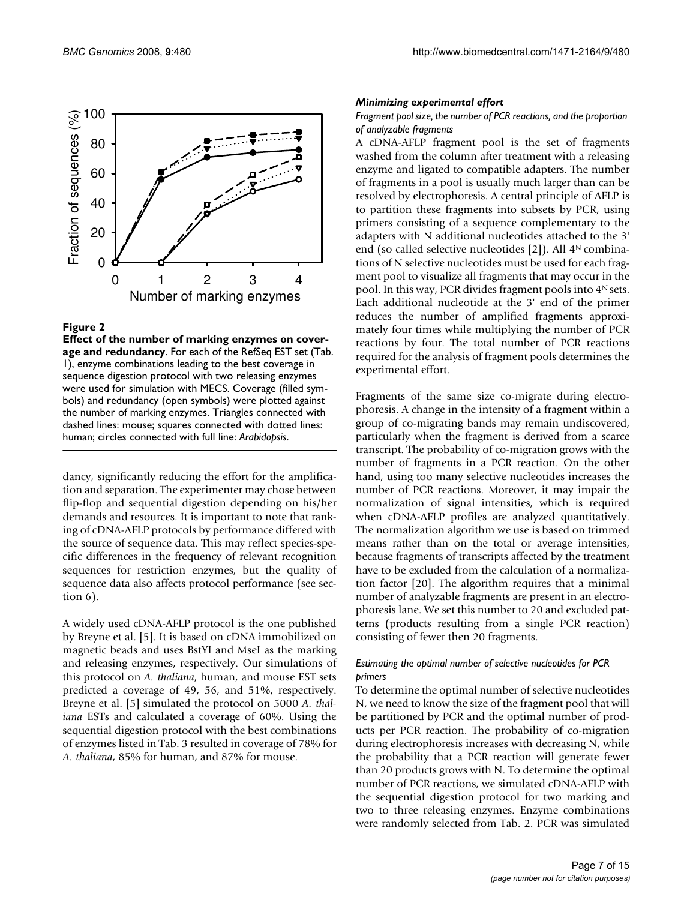**Figure 2**

**Effect of the number of marking enzymes on coverage and redundancy**. For each of the RefSeq EST set (Tab. 1), enzyme combinations leading to the best coverage in sequence digestion protocol with two releasing enzymes were used for simulation with MECS. Coverage (filled symbols) and redundancy (open symbols) were plotted against the number of marking enzymes. Triangles connected with dashed lines: mouse; squares connected with dotted lines: human; circles connected with full line: *Arabidopsis*.

dancy, significantly reducing the effort for the amplification and separation. The experimenter may chose between flip-flop and sequential digestion depending on his/her demands and resources. It is important to note that ranking of cDNA-AFLP protocols by performance differed with the source of sequence data. This may reflect species-specific differences in the frequency of relevant recognition sequences for restriction enzymes, but the quality of sequence data also affects protocol performance (see section 6).

A widely used cDNA-AFLP protocol is the one published by Breyne et al. [5]. It is based on cDNA immobilized on magnetic beads and uses BstYI and MseI as the marking and releasing enzymes, respectively. Our simulations of this protocol on *A. thaliana*, human, and mouse EST sets predicted a coverage of 49, 56, and 51%, respectively. Breyne et al. [5] simulated the protocol on 5000 *A. thaliana* ESTs and calculated a coverage of 60%. Using the sequential digestion protocol with the best combinations of enzymes listed in Tab. 3 resulted in coverage of 78% for *A. thaliana*, 85% for human, and 87% for mouse.

### *Minimizing experimental effort*

#### *Fragment pool size, the number of PCR reactions, and the proportion of analyzable fragments*

A cDNA-AFLP fragment pool is the set of fragments washed from the column after treatment with a releasing enzyme and ligated to compatible adapters. The number of fragments in a pool is usually much larger than can be resolved by electrophoresis. A central principle of AFLP is to partition these fragments into subsets by PCR, using primers consisting of a sequence complementary to the adapters with N additional nucleotides attached to the 3' end (so called selective nucleotides [2]). All $4^N$ combinations of N selective nucleotides must be used for each fragment pool to visualize all fragments that may occur in the pool. In this way, PCR divides fragment pools into $4^N$ sets. Each additional nucleotide at the 3' end of the primer reduces the number of amplified fragments approximately four times while multiplying the number of PCR reactions by four. The total number of PCR reactions required for the analysis of fragment pools determines the experimental effort.

Fragments of the same size co-migrate during electrophoresis. A change in the intensity of a fragment within a group of co-migrating bands may remain undiscovered, particularly when the fragment is derived from a scarce transcript. The probability of co-migration grows with the number of fragments in a PCR reaction. On the other hand, using too many selective nucleotides increases the number of PCR reactions. Moreover, it may impair the normalization of signal intensities, which is required when cDNA-AFLP profiles are analyzed quantitatively. The normalization algorithm we use is based on trimmed means rather than on the total or average intensities, because fragments of transcripts affected by the treatment have to be excluded from the calculation of a normalization factor [20]. The algorithm requires that a minimal number of analyzable fragments are present in an electrophoresis lane. We set this number to 20 and excluded patterns (products resulting from a single PCR reaction) consisting of fewer then 20 fragments.

#### *Estimating the optimal number of selective nucleotides for PCR primers*

To determine the optimal number of selective nucleotides N, we need to know the size of the fragment pool that will be partitioned by PCR and the optimal number of products per PCR reaction. The probability of co-migration during electrophoresis increases with decreasing N, while the probability that a PCR reaction will generate fewer than 20 products grows with N. To determine the optimal number of PCR reactions, we simulated cDNA-AFLP with the sequential digestion protocol for two marking and two to three releasing enzymes. Enzyme combinations were randomly selected from Tab. 2. PCR was simulated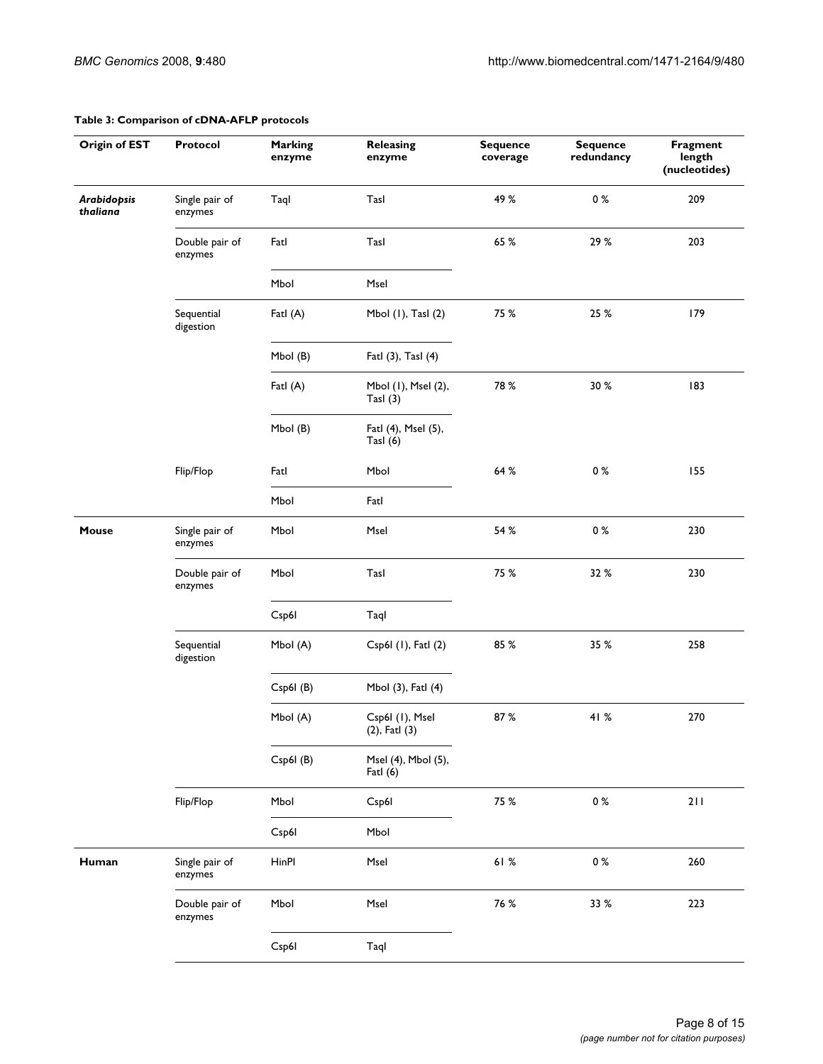**Table 3: Comparison of cDNA-AFLP protocols**

| Origin of EST | Protocol | Marking enzyme | Releasing enzyme | Sequence coverage | Sequence redundancy | Fragment length (nucleotides) |
| --- | --- | --- | --- | --- | --- | --- |
| *Arabidopsis thaliana* | Single pair of enzymes | TaqI | TasI | 49 % | 0 % | 209 |
| | Double pair of enzymes | FatI | TasI | 65 % | 29 % | 203 |
| | | MboI | MseI | | | |
| | Sequential digestion | FatI (A) | MboI (1), TasI (2) | 75 % | 25 % | 179 |
| | | MboI (B) | FatI (3), TasI (4) | | | |
| | | FatI (A) | MboI (1), MseI (2), TasI (3) | 78 % | 30 % | 183 |
| | | MboI (B) | FatI (4), MseI (5), TasI (6) | | | |
| | Flip/Flop | FatI | MboI | 64 % | 0 % | 155 |
| | | MboI | FatI | | | |
| **Mouse** | Single pair of enzymes | MboI | MseI | 54 % | 0 % | 230 |
| | Double pair of enzymes | MboI | TasI | 75 % | 32 % | 230 |
| | | Csp6I | TaqI | | | |
| | Sequential digestion | MboI (A) | Csp6I (1), FatI (2) | 85 % | 35 % | 258 |
| | | Csp6I (B) | MboI (3), FatI (4) | | | |
| | | MboI (A) | Csp6I (1), MseI (2), FatI (3) | 87 % | 41 % | 270 |
| | | Csp6I (B) | MseI (4), MboI (5), FatI (6) | | | |
| | Flip/Flop | MboI | Csp6I | 75 % | 0 % | 211 |
| | | Csp6I | MboI | | | |
| **Human** | Single pair of enzymes | HinPI | MseI | 61 % | 0 % | 260 |
| | Double pair of enzymes | MboI | MseI | 76 % | 33 % | 223 |
| | | Csp6I | TaqI | | | |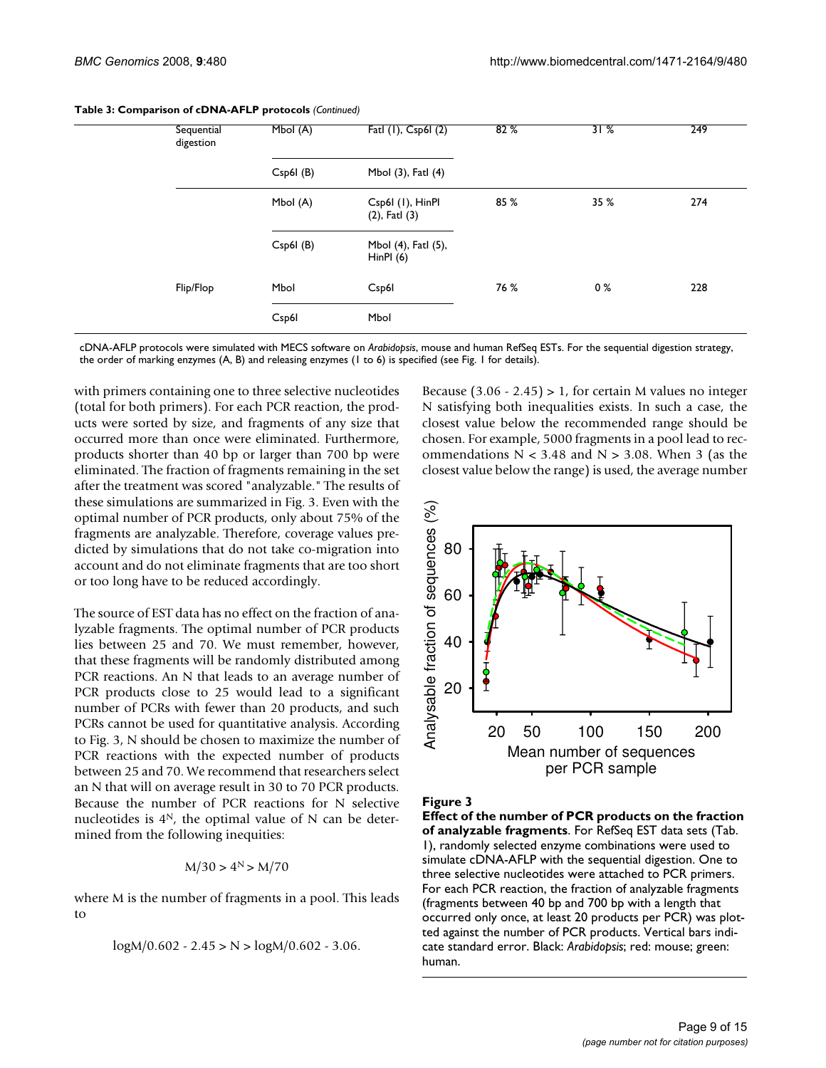**Table 3: Comparison of cDNA-AFLP protocols** *(Continued)*

| | | | | | |
|---|---|---|---|---|---|
| Sequential digestion | MboI (A) | FatI (1), Csp6I (2) | 82 % | 31 % | 249 |
| | Csp6I (B) | MboI (3), FatI (4) | | | |
| | MboI (A) | Csp6I (1), HinPI (2), FatI (3) | 85 % | 35 % | 274 |
| | Csp6I (B) | MboI (4), FatI (5), HinPI (6) | | | |
| Flip/Flop | MboI | Csp6I | 76 % | 0 % | 228 |
| | Csp6I | MboI | | | |

cDNA-AFLP protocols were simulated with MECS software on *Arabidopsis*, mouse and human RefSeq ESTs. For the sequential digestion strategy, the order of marking enzymes (A, B) and releasing enzymes (1 to 6) is specified (see Fig. 1 for details).

with primers containing one to three selective nucleotides (total for both primers). For each PCR reaction, the products were sorted by size, and fragments of any size that occurred more than once were eliminated. Furthermore, products shorter than 40 bp or larger than 700 bp were eliminated. The fraction of fragments remaining in the set after the treatment was scored "analyzable." The results of these simulations are summarized in Fig. 3. Even with the optimal number of PCR products, only about 75% of the fragments are analyzable. Therefore, coverage values predicted by simulations that do not take co-migration into account and do not eliminate fragments that are too short or too long have to be reduced accordingly.

The source of EST data has no effect on the fraction of analyzable fragments. The optimal number of PCR products lies between 25 and 70. We must remember, however, that these fragments will be randomly distributed among PCR reactions. An N that leads to an average number of PCR products close to 25 would lead to a significant number of PCRs with fewer than 20 products, and such PCRs cannot be used for quantitative analysis. According to Fig. 3, N should be chosen to maximize the number of PCR reactions with the expected number of products between 25 and 70. We recommend that researchers select an N that will on average result in 30 to 70 PCR products. Because the number of PCR reactions for N selective nucleotides is $4^N$, the optimal value of N can be determined from the following inequities:

$$M/30 > 4^N > M/70$$

where M is the number of fragments in a pool. This leads to

$$\log M/0.602 - 2.45 > N > \log M/0.602 - 3.06.$$

Because $(3.06 - 2.45) > 1$, for certain M values no integer N satisfying both inequalities exists. In such a case, the closest value below the recommended range should be chosen. For example, 5000 fragments in a pool lead to recommendations $N < 3.48$ and $N > 3.08$. When 3 (as the closest value below the range) is used, the average number

**Figure 3**

**Effect of the number of PCR products on the fraction of analyzable fragments**. For RefSeq EST data sets (Tab. 1), randomly selected enzyme combinations were used to simulate cDNA-AFLP with the sequential digestion. One to three selective nucleotides were attached to PCR primers. For each PCR reaction, the fraction of analyzable fragments (fragments between 40 bp and 700 bp with a length that occurred only once, at least 20 products per PCR) was plotted against the number of PCR products. Vertical bars indicate standard error. Black: *Arabidopsis*; red: mouse; green: human.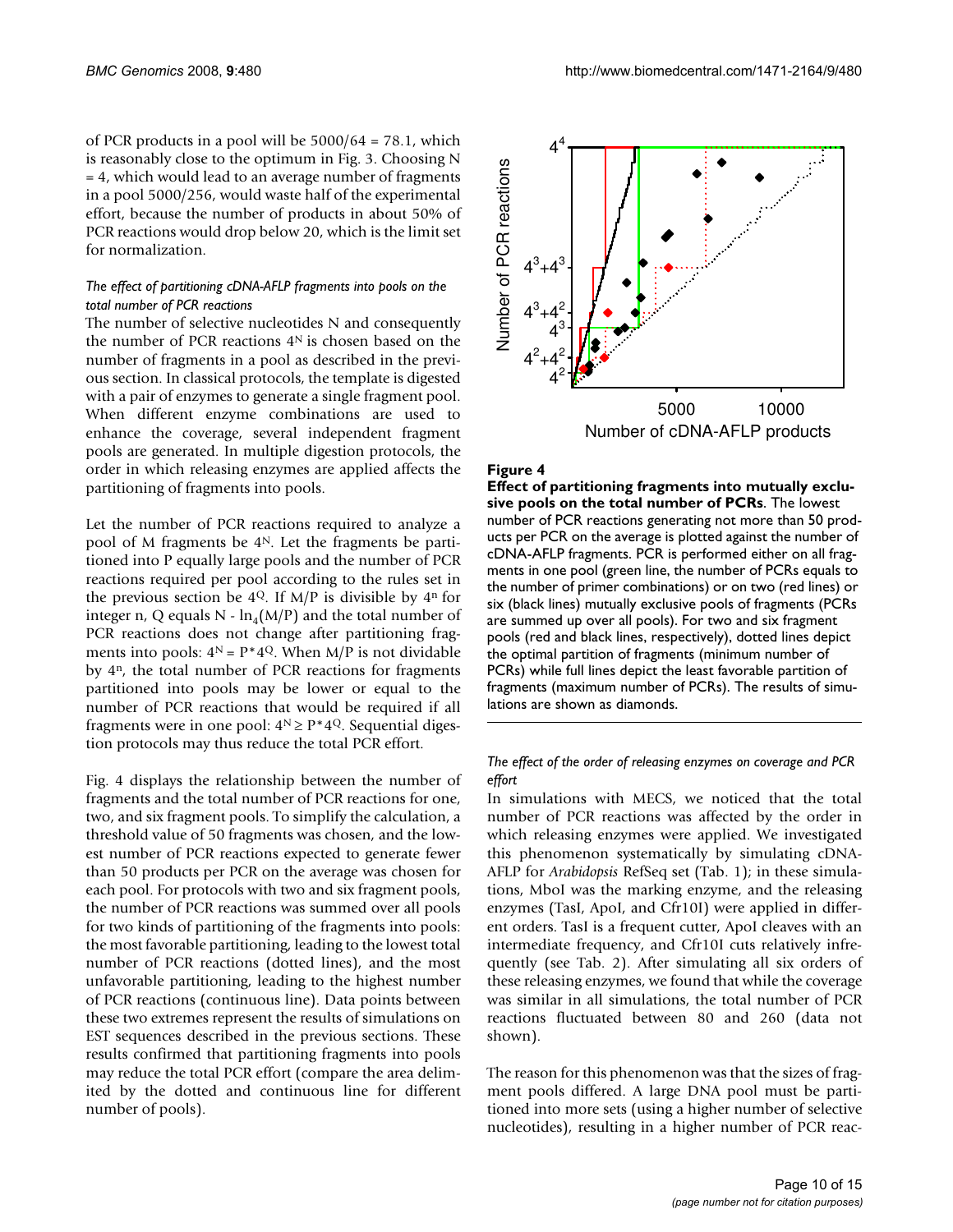of PCR products in a pool will be 5000/64 = 78.1, which is reasonably close to the optimum in Fig. 3. Choosing N = 4, which would lead to an average number of fragments in a pool 5000/256, would waste half of the experimental effort, because the number of products in about 50% of PCR reactions would drop below 20, which is the limit set for normalization.

### *The effect of partitioning cDNA-AFLP fragments into pools on the total number of PCR reactions*

The number of selective nucleotides N and consequently the number of PCR reactions $4^N$ is chosen based on the number of fragments in a pool as described in the previous section. In classical protocols, the template is digested with a pair of enzymes to generate a single fragment pool. When different enzyme combinations are used to enhance the coverage, several independent fragment pools are generated. In multiple digestion protocols, the order in which releasing enzymes are applied affects the partitioning of fragments into pools.

Let the number of PCR reactions required to analyze a pool of M fragments be $4^N$. Let the fragments be partitioned into P equally large pools and the number of PCR reactions required per pool according to the rules set in the previous section be $4^Q$. If M/P is divisible by $4^n$ for integer n, Q equals N - $\ln_4(M/P)$ and the total number of PCR reactions does not change after partitioning fragments into pools: $4^N = P*4^Q$. When M/P is not dividable by $4^n$, the total number of PCR reactions for fragments partitioned into pools may be lower or equal to the number of PCR reactions that would be required if all fragments were in one pool: $4^N \geq P*4^Q$. Sequential digestion protocols may thus reduce the total PCR effort.

Fig. 4 displays the relationship between the number of fragments and the total number of PCR reactions for one, two, and six fragment pools. To simplify the calculation, a threshold value of 50 fragments was chosen, and the lowest number of PCR reactions expected to generate fewer than 50 products per PCR on the average was chosen for each pool. For protocols with two and six fragment pools, the number of PCR reactions was summed over all pools for two kinds of partitioning of the fragments into pools: the most favorable partitioning, leading to the lowest total number of PCR reactions (dotted lines), and the most unfavorable partitioning, leading to the highest number of PCR reactions (continuous line). Data points between these two extremes represent the results of simulations on EST sequences described in the previous sections. These results confirmed that partitioning fragments into pools may reduce the total PCR effort (compare the area delimited by the dotted and continuous line for different number of pools).

**Figure 4**

**Effect of partitioning fragments into mutually exclusive pools on the total number of PCRs**. The lowest number of PCR reactions generating not more than 50 products per PCR on the average is plotted against the number of cDNA-AFLP fragments. PCR is performed either on all fragments in one pool (green line, the number of PCRs equals to the number of primer combinations) or on two (red lines) or six (black lines) mutually exclusive pools of fragments (PCRs are summed up over all pools). For two and six fragment pools (red and black lines, respectively), dotted lines depict the optimal partition of fragments (minimum number of PCRs) while full lines depict the least favorable partition of fragments (maximum number of PCRs). The results of simulations are shown as diamonds.

### *The effect of the order of releasing enzymes on coverage and PCR effort*

In simulations with MECS, we noticed that the total number of PCR reactions was affected by the order in which releasing enzymes were applied. We investigated this phenomenon systematically by simulating cDNA-AFLP for *Arabidopsis* RefSeq set (Tab. 1); in these simulations, MboI was the marking enzyme, and the releasing enzymes (TasI, ApoI, and Cfr10I) were applied in different orders. TasI is a frequent cutter, ApoI cleaves with an intermediate frequency, and Cfr10I cuts relatively infrequently (see Tab. 2). After simulating all six orders of these releasing enzymes, we found that while the coverage was similar in all simulations, the total number of PCR reactions fluctuated between 80 and 260 (data not shown).

The reason for this phenomenon was that the sizes of fragment pools differed. A large DNA pool must be partitioned into more sets (using a higher number of selective nucleotides), resulting in a higher number of PCR reac-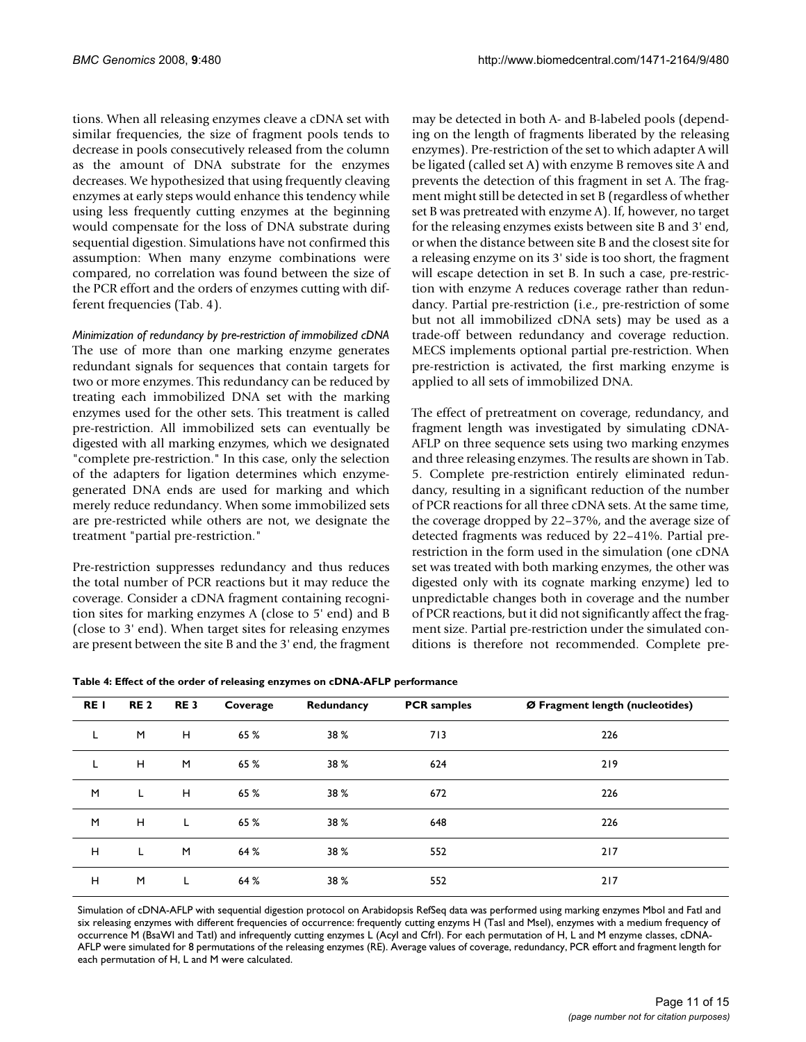tions. When all releasing enzymes cleave a cDNA set with similar frequencies, the size of fragment pools tends to decrease in pools consecutively released from the column as the amount of DNA substrate for the enzymes decreases. We hypothesized that using frequently cleaving enzymes at early steps would enhance this tendency while using less frequently cutting enzymes at the beginning would compensate for the loss of DNA substrate during sequential digestion. Simulations have not confirmed this assumption: When many enzyme combinations were compared, no correlation was found between the size of the PCR effort and the orders of enzymes cutting with different frequencies (Tab. 4).

*Minimization of redundancy by pre-restriction of immobilized cDNA*

The use of more than one marking enzyme generates redundant signals for sequences that contain targets for two or more enzymes. This redundancy can be reduced by treating each immobilized DNA set with the marking enzymes used for the other sets. This treatment is called pre-restriction. All immobilized sets can eventually be digested with all marking enzymes, which we designated "complete pre-restriction." In this case, only the selection of the adapters for ligation determines which enzyme-generated DNA ends are used for marking and which merely reduce redundancy. When some immobilized sets are pre-restricted while others are not, we designate the treatment "partial pre-restriction."

Pre-restriction suppresses redundancy and thus reduces the total number of PCR reactions but it may reduce the coverage. Consider a cDNA fragment containing recognition sites for marking enzymes A (close to 5' end) and B (close to 3' end). When target sites for releasing enzymes are present between the site B and the 3' end, the fragment may be detected in both A- and B-labeled pools (depending on the length of fragments liberated by the releasing enzymes). Pre-restriction of the set to which adapter A will be ligated (called set A) with enzyme B removes site A and prevents the detection of this fragment in set A. The fragment might still be detected in set B (regardless of whether set B was pretreated with enzyme A). If, however, no target for the releasing enzymes exists between site B and 3' end, or when the distance between site B and the closest site for a releasing enzyme on its 3' side is too short, the fragment will escape detection in set B. In such a case, pre-restriction with enzyme A reduces coverage rather than redundancy. Partial pre-restriction (i.e., pre-restriction of some but not all immobilized cDNA sets) may be used as a trade-off between redundancy and coverage reduction. MECS implements optional partial pre-restriction. When pre-restriction is activated, the first marking enzyme is applied to all sets of immobilized DNA.

The effect of pretreatment on coverage, redundancy, and fragment length was investigated by simulating cDNA-AFLP on three sequence sets using two marking enzymes and three releasing enzymes. The results are shown in Tab. 5. Complete pre-restriction entirely eliminated redundancy, resulting in a significant reduction of the number of PCR reactions for all three cDNA sets. At the same time, the coverage dropped by 22–37%, and the average size of detected fragments was reduced by 22–41%. Partial pre-restriction in the form used in the simulation (one cDNA set was treated with both marking enzymes, the other was digested only with its cognate marking enzyme) led to unpredictable changes both in coverage and the number of PCR reactions, but it did not significantly affect the fragment size. Partial pre-restriction under the simulated conditions is therefore not recommended. Complete pre-

**Table 4: Effect of the order of releasing enzymes on cDNA-AFLP performance**

| RE 1 | RE 2 | RE 3 | Coverage | Redundancy | PCR samples | Ø Fragment length (nucleotides) |
|---|---|---|---|---|---|---|
| L | M | H | 65 % | 38 % | 713 | 226 |
| L | H | M | 65 % | 38 % | 624 | 219 |
| M | L | H | 65 % | 38 % | 672 | 226 |
| M | H | L | 65 % | 38 % | 648 | 226 |
| H | L | M | 64 % | 38 % | 552 | 217 |
| H | M | L | 64 % | 38 % | 552 | 217 |

Simulation of cDNA-AFLP with sequential digestion protocol on Arabidopsis RefSeq data was performed using marking enzymes MboI and FatI and six releasing enzymes with different frequencies of occurrence: frequently cutting enzyms H (TasI and MseI), enzymes with a medium frequency of occurrence M (BsaWI and TatI) and infrequently cutting enzymes L (AcyI and CfrI). For each permutation of H, L and M enzyme classes, cDNA-AFLP were simulated for 8 permutations of the releasing enzymes (RE). Average values of coverage, redundancy, PCR effort and fragment length for each permutation of H, L and M were calculated.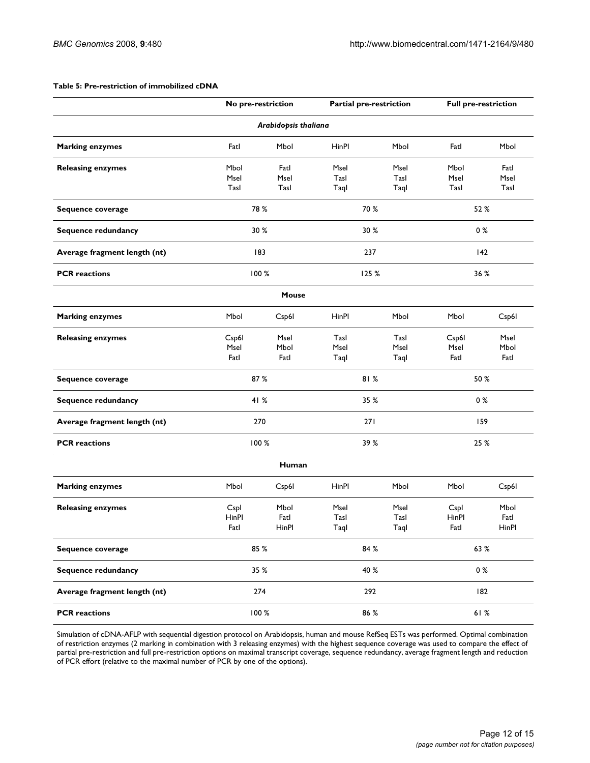**Table 5: Pre-restriction of immobilized cDNA**

| | No pre-restriction | | Partial pre-restriction | | Full pre-restriction | |
|---|---|---|---|---|---|---|
| ***Arabidopsis thaliana*** | | | | | | |
| **Marking enzymes** | FatI | MboI | HinPI | MboI | FatI | MboI |
| **Releasing enzymes** | MboI MseI TasI | FatI MseI TasI | MseI TasI TaqI | MseI TasI TaqI | MboI MseI TasI | FatI MseI TasI |
| **Sequence coverage** | 78 % | | 70 % | | 52 % | |
| **Sequence redundancy** | 30 % | | 30 % | | 0 % | |
| **Average fragment length (nt)** | 183 | | 237 | | 142 | |
| **PCR reactions** | 100 % | | 125 % | | 36 % | |
| **Mouse** | | | | | | |
| **Marking enzymes** | MboI | Csp6I | HinPI | MboI | MboI | Csp6I |
| **Releasing enzymes** | Csp6I MseI FatI | MseI MboI FatI | TasI MseI TaqI | TasI MseI TaqI | Csp6I MseI FatI | MseI MboI FatI |
| **Sequence coverage** | 87 % | | 81 % | | 50 % | |
| **Sequence redundancy** | 41 % | | 35 % | | 0 % | |
| **Average fragment length (nt)** | 270 | | 271 | | 159 | |
| **PCR reactions** | 100 % | | 39 % | | 25 % | |
| **Human** | | | | | | |
| **Marking enzymes** | MboI | Csp6I | HinPI | MboI | MboI | Csp6I |
| **Releasing enzymes** | CspI HinPI FatI | MboI FatI HinPI | MseI TasI TaqI | MseI TasI TaqI | CspI HinPI FatI | MboI FatI HinPI |
| **Sequence coverage** | 85 % | | 84 % | | 63 % | |
| **Sequence redundancy** | 35 % | | 40 % | | 0 % | |
| **Average fragment length (nt)** | 274 | | 292 | | 182 | |
| **PCR reactions** | 100 % | | 86 % | | 61 % | |

Simulation of cDNA-AFLP with sequential digestion protocol on Arabidopsis, human and mouse RefSeq ESTs was performed. Optimal combination of restriction enzymes (2 marking in combination with 3 releasing enzymes) with the highest sequence coverage was used to compare the effect of partial pre-restriction and full pre-restriction options on maximal transcript coverage, sequence redundancy, average fragment length and reduction of PCR effort (relative to the maximal number of PCR by one of the options).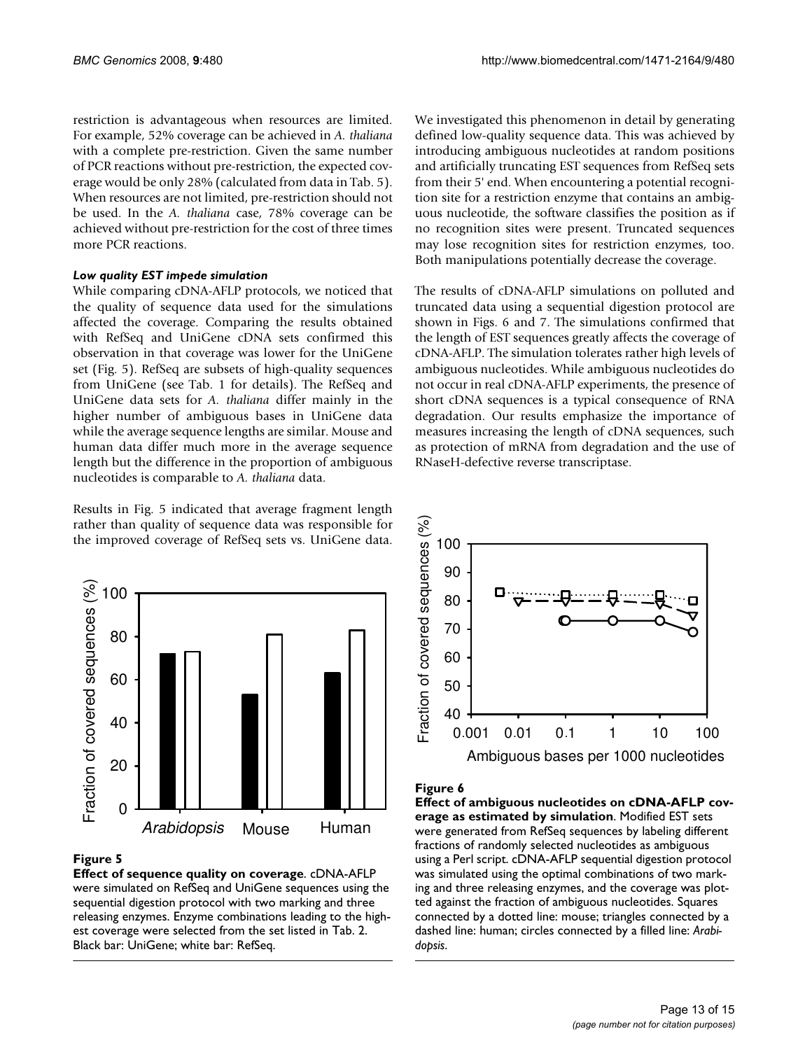restriction is advantageous when resources are limited. For example, 52% coverage can be achieved in *A. thaliana* with a complete pre-restriction. Given the same number of PCR reactions without pre-restriction, the expected coverage would be only 28% (calculated from data in Tab. 5). When resources are not limited, pre-restriction should not be used. In the *A. thaliana* case, 78% coverage can be achieved without pre-restriction for the cost of three times more PCR reactions.

### *Low quality EST impede simulation*

While comparing cDNA-AFLP protocols, we noticed that the quality of sequence data used for the simulations affected the coverage. Comparing the results obtained with RefSeq and UniGene cDNA sets confirmed this observation in that coverage was lower for the UniGene set (Fig. 5). RefSeq are subsets of high-quality sequences from UniGene (see Tab. 1 for details). The RefSeq and UniGene data sets for *A. thaliana* differ mainly in the higher number of ambiguous bases in UniGene data while the average sequence lengths are similar. Mouse and human data differ much more in the average sequence length but the difference in the proportion of ambiguous nucleotides is comparable to *A. thaliana* data.

Results in Fig. 5 indicated that average fragment length rather than quality of sequence data was responsible for the improved coverage of RefSeq sets vs. UniGene data.

**Figure 5**

**Effect of sequence quality on coverage**. cDNA-AFLP were simulated on RefSeq and UniGene sequences using the sequential digestion protocol with two marking and three releasing enzymes. Enzyme combinations leading to the highest coverage were selected from the set listed in Tab. 2. Black bar: UniGene; white bar: RefSeq.

We investigated this phenomenon in detail by generating defined low-quality sequence data. This was achieved by introducing ambiguous nucleotides at random positions and artificially truncating EST sequences from RefSeq sets from their 5' end. When encountering a potential recognition site for a restriction enzyme that contains an ambiguous nucleotide, the software classifies the position as if no recognition sites were present. Truncated sequences may lose recognition sites for restriction enzymes, too. Both manipulations potentially decrease the coverage.

The results of cDNA-AFLP simulations on polluted and truncated data using a sequential digestion protocol are shown in Figs. 6 and 7. The simulations confirmed that the length of EST sequences greatly affects the coverage of cDNA-AFLP. The simulation tolerates rather high levels of ambiguous nucleotides. While ambiguous nucleotides do not occur in real cDNA-AFLP experiments, the presence of short cDNA sequences is a typical consequence of RNA degradation. Our results emphasize the importance of measures increasing the length of cDNA sequences, such as protection of mRNA from degradation and the use of RNaseH-defective reverse transcriptase.

**Figure 6**

**Effect of ambiguous nucleotides on cDNA-AFLP coverage as estimated by simulation**. Modified EST sets were generated from RefSeq sequences by labeling different fractions of randomly selected nucleotides as ambiguous using a Perl script. cDNA-AFLP sequential digestion protocol was simulated using the optimal combinations of two marking and three releasing enzymes, and the coverage was plotted against the fraction of ambiguous nucleotides. Squares connected by a dotted line: mouse; triangles connected by a dashed line: human; circles connected by a filled line: *Arabidopsis*.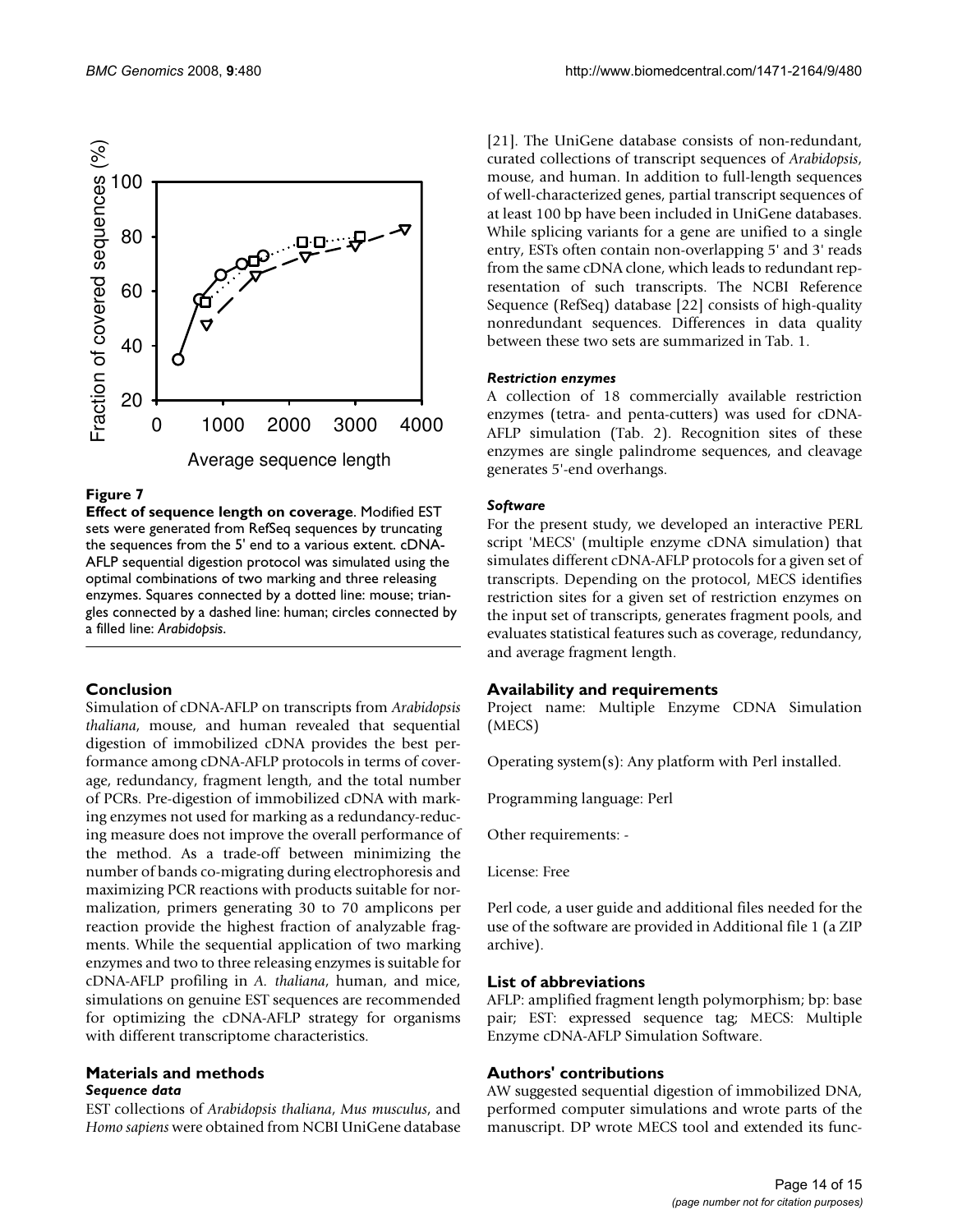**Figure 7**

**Effect of sequence length on coverage**. Modified EST sets were generated from RefSeq sequences by truncating the sequences from the 5' end to a various extent. cDNA-AFLP sequential digestion protocol was simulated using the optimal combinations of two marking and three releasing enzymes. Squares connected by a dotted line: mouse; triangles connected by a dashed line: human; circles connected by a filled line: *Arabidopsis*.

## Conclusion

Simulation of cDNA-AFLP on transcripts from *Arabidopsis thaliana*, mouse, and human revealed that sequential digestion of immobilized cDNA provides the best performance among cDNA-AFLP protocols in terms of coverage, redundancy, fragment length, and the total number of PCRs. Pre-digestion of immobilized cDNA with marking enzymes not used for marking as a redundancy-reducing measure does not improve the overall performance of the method. As a trade-off between minimizing the number of bands co-migrating during electrophoresis and maximizing PCR reactions with products suitable for normalization, primers generating 30 to 70 amplicons per reaction provide the highest fraction of analyzable fragments. While the sequential application of two marking enzymes and two to three releasing enzymes is suitable for cDNA-AFLP profiling in *A. thaliana*, human, and mice, simulations on genuine EST sequences are recommended for optimizing the cDNA-AFLP strategy for organisms with different transcriptome characteristics.

## Materials and methods

### *Sequence data*

EST collections of *Arabidopsis thaliana*, *Mus musculus*, and *Homo sapiens* were obtained from NCBI UniGene database [21]. The UniGene database consists of non-redundant, curated collections of transcript sequences of *Arabidopsis*, mouse, and human. In addition to full-length sequences of well-characterized genes, partial transcript sequences of at least 100 bp have been included in UniGene databases. While splicing variants for a gene are unified to a single entry, ESTs often contain non-overlapping 5' and 3' reads from the same cDNA clone, which leads to redundant representation of such transcripts. The NCBI Reference Sequence (RefSeq) database [22] consists of high-quality nonredundant sequences. Differences in data quality between these two sets are summarized in Tab. 1.

### *Restriction enzymes*

A collection of 18 commercially available restriction enzymes (tetra- and penta-cutters) was used for cDNA-AFLP simulation (Tab. 2). Recognition sites of these enzymes are single palindrome sequences, and cleavage generates 5'-end overhangs.

### *Software*

For the present study, we developed an interactive PERL script 'MECS' (multiple enzyme cDNA simulation) that simulates different cDNA-AFLP protocols for a given set of transcripts. Depending on the protocol, MECS identifies restriction sites for a given set of restriction enzymes on the input set of transcripts, generates fragment pools, and evaluates statistical features such as coverage, redundancy, and average fragment length.

## Availability and requirements

Project name: Multiple Enzyme CDNA Simulation (MECS)

Operating system(s): Any platform with Perl installed.

Programming language: Perl

Other requirements: -

License: Free

Perl code, a user guide and additional files needed for the use of the software are provided in Additional file 1 (a ZIP archive).

## List of abbreviations

AFLP: amplified fragment length polymorphism; bp: base pair; EST: expressed sequence tag; MECS: Multiple Enzyme cDNA-AFLP Simulation Software.

## Authors' contributions

AW suggested sequential digestion of immobilized DNA, performed computer simulations and wrote parts of the manuscript. DP wrote MECS tool and extended its func-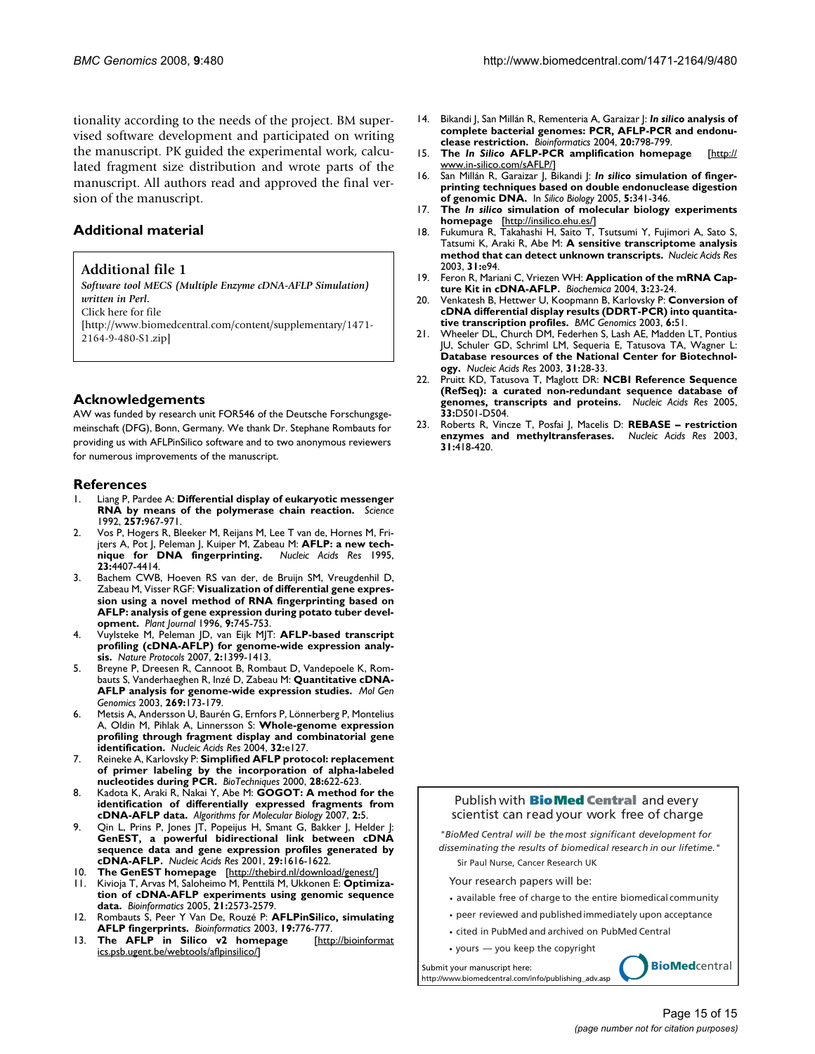tionality according to the needs of the project. BM supervised software development and participated on writing the manuscript. PK guided the experimental work, calculated fragment size distribution and wrote parts of the manuscript. All authors read and approved the final version of the manuscript.

## Additional material

### Additional file 1

*Software tool MECS (Multiple Enzyme cDNA-AFLP Simulation) written in Perl.*
Click here for file
[http://www.biomedcentral.com/content/supplementary/1471-2164-9-480-S1.zip]

## Acknowledgements

AW was funded by research unit FOR546 of the Deutsche Forschungsgemeinschaft (DFG), Bonn, Germany. We thank Dr. Stephane Rombauts for providing us with AFLPinSilico software and to two anonymous reviewers for numerous improvements of the manuscript.

## References

1. Liang P, Pardee A: **Differential display of eukaryotic messenger RNA by means of the polymerase chain reaction.** *Science* 1992, **257:**967-971.
2. Vos P, Hogers R, Bleeker M, Reijans M, Lee T van de, Hornes M, Frijters A, Pot J, Peleman J, Kuiper M, Zabeau M: **AFLP: a new technique for DNA fingerprinting.** *Nucleic Acids Res* 1995, **23:**4407-4414.
3. Bachem CWB, Hoeven RS van der, de Bruijn SM, Vreugdenhil D, Zabeau M, Visser RGF: **Visualization of differential gene expression using a novel method of RNA fingerprinting based on AFLP: analysis of gene expression during potato tuber development.** *Plant Journal* 1996, **9:**745-753.
4. Vuylsteke M, Peleman JD, van Eijk MJT: **AFLP-based transcript profiling (cDNA-AFLP) for genome-wide expression analysis.** *Nature Protocols* 2007, **2:**1399-1413.
5. Breyne P, Dreesen R, Cannoot B, Rombaut D, Vandepoele K, Rombauts S, Vanderhaeghen R, Inzé D, Zabeau M: **Quantitative cDNA-AFLP analysis for genome-wide expression studies.** *Mol Gen Genomics* 2003, **269:**173-179.
6. Metsis A, Andersson U, Baurén G, Ernfors P, Lönnerberg P, Montelius A, Oldin M, Pihlak A, Linnersson S: **Whole-genome expression profiling through fragment display and combinatorial gene identification.** *Nucleic Acids Res* 2004, **32:**e127.
7. Reineke A, Karlovsky P: **Simplified AFLP protocol: replacement of primer labeling by the incorporation of alpha-labeled nucleotides during PCR.** *BioTechniques* 2000, **28:**622-623.
8. Kadota K, Araki R, Nakai Y, Abe M: **GOGOT: A method for the identification of differentially expressed fragments from cDNA-AFLP data.** *Algorithms for Molecular Biology* 2007, **2:**5.
9. Qin L, Prins P, Jones JT, Popeijus H, Smant G, Bakker J, Helder J: **GenEST, a powerful bidirectional link between cDNA sequence data and gene expression profiles generated by cDNA-AFLP.** *Nucleic Acids Res* 2001, **29:**1616-1622.
10. **The GenEST homepage** [http://thebird.nl/download/genest/]
11. Kivioja T, Arvas M, Saloheimo M, Penttilä M, Ukkonen E: **Optimization of cDNA-AFLP experiments using genomic sequence data.** *Bioinformatics* 2005, **21:**2573-2579.
12. Rombauts S, Peer Y Van De, Rouzé P: **AFLPinSilico, simulating AFLP fingerprints.** *Bioinformatics* 2003, **19:**776-777.
13. **The AFLP in Silico v2 homepage** [http://bioinformatics.psb.ugent.be/webtools/aflpinsilico/]
14. Bikandi J, San Millán R, Rementeria A, Garaizar J: ***In silico* analysis of complete bacterial genomes: PCR, AFLP-PCR and endonuclease restriction.** *Bioinformatics* 2004, **20:**798-799.
15. **The *In Silico* AFLP-PCR amplification homepage** [http://www.in-silico.com/sAFLP/]
16. San Millán R, Garaizar J, Bikandi J: ***In silico* simulation of fingerprinting techniques based on double endonuclease digestion of genomic DNA.** In *Silico Biology* 2005, **5:**341-346.
17. **The *In silico* simulation of molecular biology experiments homepage** [http://insilico.ehu.es/]
18. Fukumura R, Takahashi H, Saito T, Tsutsumi Y, Fujimori A, Sato S, Tatsumi K, Araki R, Abe M: **A sensitive transcriptome analysis method that can detect unknown transcripts.** *Nucleic Acids Res* 2003, **31:**e94.
19. Feron R, Mariani C, Vriezen WH: **Application of the mRNA Capture Kit in cDNA-AFLP.** *Biochemica* 2004, **3:**23-24.
20. Venkatesh B, Hettwer U, Koopmann B, Karlovsky P: **Conversion of cDNA differential display results (DDRT-PCR) into quantitative transcription profiles.** *BMC Genomics* 2003, **6:**51.
21. Wheeler DL, Church DM, Federhen S, Lash AE, Madden LT, Pontius JU, Schuler GD, Schriml LM, Sequeria E, Tatusova TA, Wagner L: **Database resources of the National Center for Biotechnology.** *Nucleic Acids Res* 2003, **31:**28-33.
22. Pruitt KD, Tatusova T, Maglott DR: **NCBI Reference Sequence (RefSeq): a curated non-redundant sequence database of genomes, transcripts and proteins.** *Nucleic Acids Res* 2005, **33:**D501-D504.
23. Roberts R, Vincze T, Posfai J, Macelis D: **REBASE – restriction enzymes and methyltransferases.** *Nucleic Acids Res* 2003, **31:**418-420.

Publish with **BioMed Central** and every scientist can read your work free of charge

*"BioMed Central will be the most significant development for disseminating the results of biomedical research in our lifetime."*
Sir Paul Nurse, Cancer Research UK

Your research papers will be:

- available free of charge to the entire biomedical community
- peer reviewed and published immediately upon acceptance
- cited in PubMed and archived on PubMed Central
- yours — you keep the copyright

Submit your manuscript here:
http://www.biomedcentral.com/info/publishing_adv.asp

**BioMed**central